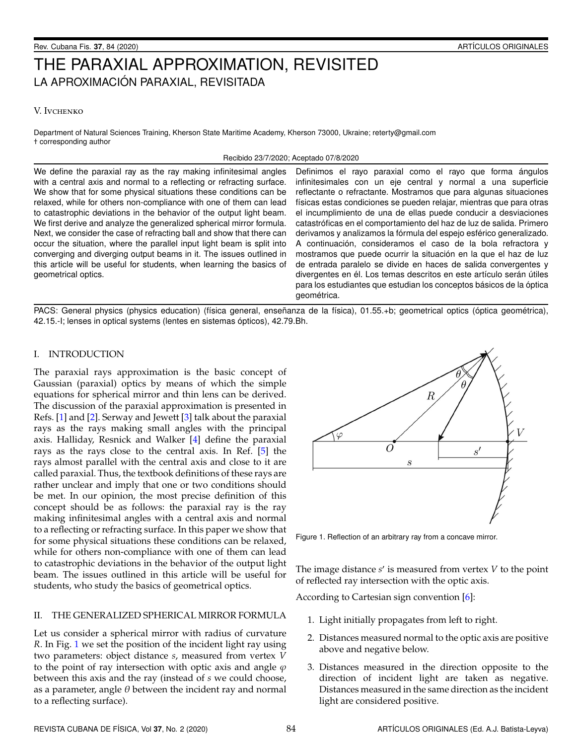# THE PARAXIAL APPROXIMATION, REVISITED

## LA APROXIMACIÓN PARAXIAL, REVISITADA

V. Ivchenko

Department of Natural Sciences Training, Kherson State Maritime Academy, Kherson 73000, Ukraine; reterty@gmail.com
† corresponding author

Recibido 23/7/2020; Aceptado 07/8/2020

We define the paraxial ray as the ray making infinitesimal angles with a central axis and normal to a reflecting or refracting surface. We show that for some physical situations these conditions can be relaxed, while for others non-compliance with one of them can lead to catastrophic deviations in the behavior of the output light beam. We first derive and analyze the generalized spherical mirror formula. Next, we consider the case of refracting ball and show that there can occur the situation, where the parallel input light beam is split into converging and diverging output beams in it. The issues outlined in this article will be useful for students, when learning the basics of geometrical optics.

Definimos el rayo paraxial como el rayo que forma ángulos infinitesimales con un eje central y normal a una superficie reflectante o refractante. Mostramos que para algunas situaciones físicas estas condiciones se pueden relajar, mientras que para otras el incumplimiento de una de ellas puede conducir a desviaciones catastróficas en el comportamiento del haz de luz de salida. Primero derivamos y analizamos la fórmula del espejo esférico generalizado. A continuación, consideramos el caso de la bola refractora y mostramos que puede ocurrir la situación en la que el haz de luz de entrada paralelo se divide en haces de salida convergentes y divergentes en él. Los temas descritos en este artículo serán útiles para los estudiantes que estudian los conceptos básicos de la óptica geométrica.

PACS: General physics (physics education) (física general, enseñanza de la física), 01.55.+b; geometrical optics (óptica geométrica), 42.15.-I; lenses in optical systems (lentes en sistemas ópticos), 42.79.Bh.

## I. INTRODUCTION

The paraxial rays approximation is the basic concept of Gaussian (paraxial) optics by means of which the simple equations for spherical mirror and thin lens can be derived. The discussion of the paraxial approximation is presented in Refs. [1] and [2]. Serway and Jewett [3] talk about the paraxial rays as the rays making small angles with the principal axis. Halliday, Resnick and Walker [4] define the paraxial rays as the rays close to the central axis. In Ref. [5] the rays almost parallel with the central axis and close to it are called paraxial. Thus, the textbook definitions of these rays are rather unclear and imply that one or two conditions should be met. In our opinion, the most precise definition of this concept should be as follows: the paraxial ray is the ray making infinitesimal angles with a central axis and normal to a reflecting or refracting surface. In this paper we show that for some physical situations these conditions can be relaxed, while for others non-compliance with one of them can lead to catastrophic deviations in the behavior of the output light beam. The issues outlined in this article will be useful for students, who study the basics of geometrical optics.

## II. THE GENERALIZED SPHERICAL MIRROR FORMULA

Let us consider a spherical mirror with radius of curvature $R$. In Fig. 1 we set the position of the incident light ray using two parameters: object distance $s$, measured from vertex $V$ to the point of ray intersection with optic axis and angle $\varphi$ between this axis and the ray (instead of $s$ we could choose, as a parameter, angle $\theta$ between the incident ray and normal to a reflecting surface).

Figure 1. Reflection of an arbitrary ray from a concave mirror.

The image distance $s'$ is measured from vertex $V$ to the point of reflected ray intersection with the optic axis.

According to Cartesian sign convention [6]:

1. Light initially propagates from left to right.
2. Distances measured normal to the optic axis are positive above and negative below.
3. Distances measured in the direction opposite to the direction of incident light are taken as negative. Distances measured in the same direction as the incident light are considered positive.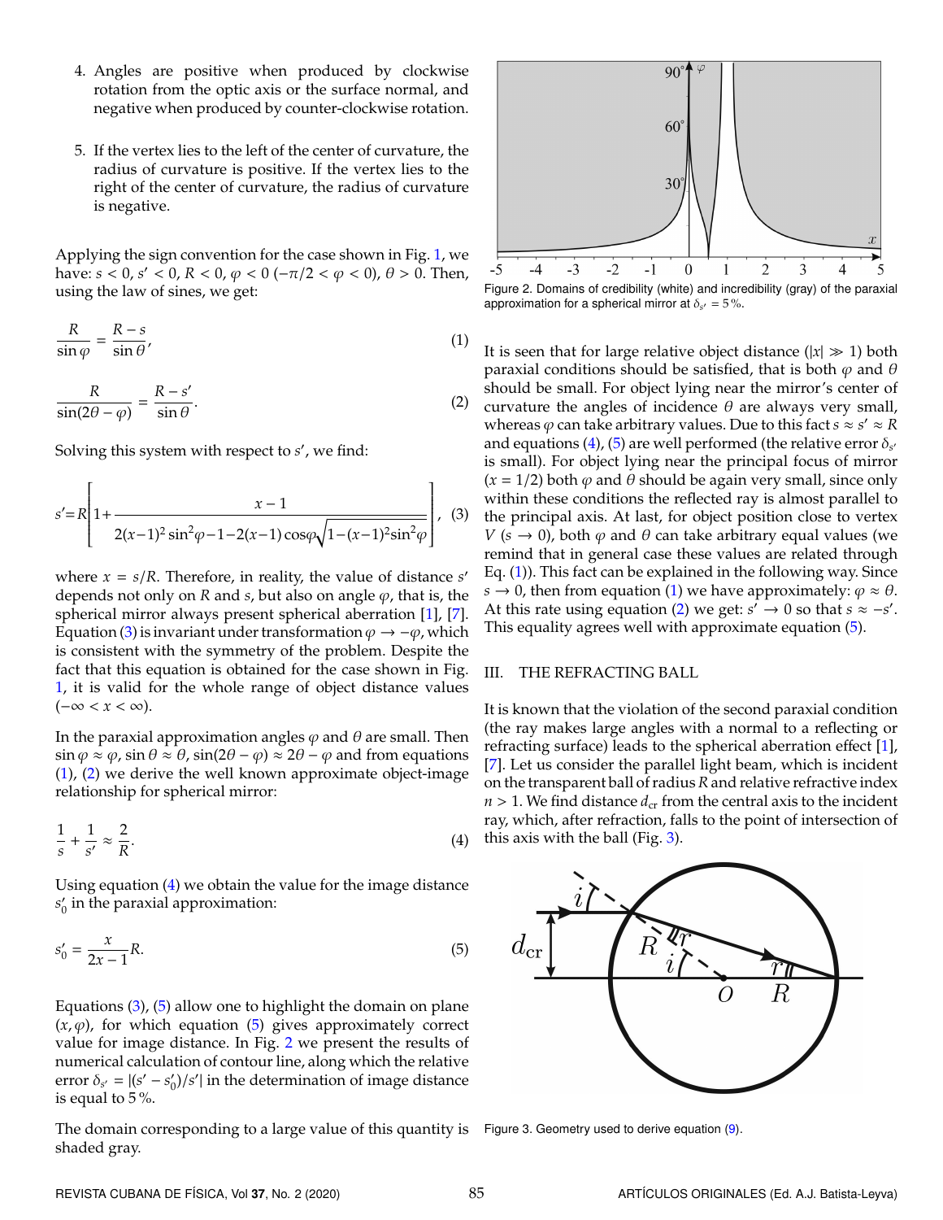4. Angles are positive when produced by clockwise rotation from the optic axis or the surface normal, and negative when produced by counter-clockwise rotation.

5. If the vertex lies to the left of the center of curvature, the radius of curvature is positive. If the vertex lies to the right of the center of curvature, the radius of curvature is negative.

Applying the sign convention for the case shown in Fig. 1, we have: $s < 0$, $s' < 0$, $R < 0$, $\varphi < 0$ $(-\pi/2 < \varphi < 0)$, $\theta > 0$. Then, using the law of sines, we get:

$$\frac{R}{\sin\varphi} = \frac{R-s}{\sin\theta}, \tag{1}$$

$$\frac{R}{\sin(2\theta-\varphi)} = \frac{R-s'}{\sin\theta}. \tag{2}$$

Solving this system with respect to $s'$, we find:

$$s' = R\left[1 + \frac{x-1}{2(x-1)^2\sin^2\varphi - 1 - 2(x-1)\cos\varphi\sqrt{1-(x-1)^2\sin^2\varphi}}\right], \tag{3}$$

where $x = s/R$. Therefore, in reality, the value of distance $s'$ depends not only on $R$ and $s$, but also on angle $\varphi$, that is, the spherical mirror always present spherical aberration [1], [7]. Equation (3) is invariant under transformation $\varphi \to -\varphi$, which is consistent with the symmetry of the problem. Despite the fact that this equation is obtained for the case shown in Fig. 1, it is valid for the whole range of object distance values $(-\infty < x < \infty)$.

In the paraxial approximation angles $\varphi$ and $\theta$ are small. Then $\sin\varphi \approx \varphi$, $\sin\theta \approx \theta$, $\sin(2\theta - \varphi) \approx 2\theta - \varphi$ and from equations (1), (2) we derive the well known approximate object-image relationship for spherical mirror:

$$\frac{1}{s} + \frac{1}{s'} \approx \frac{2}{R}. \tag{4}$$

Using equation (4) we obtain the value for the image distance $s'_0$ in the paraxial approximation:

$$s'_0 = \frac{x}{2x-1}R. \tag{5}$$

Equations (3), (5) allow one to highlight the domain on plane $(x, \varphi)$, for which equation (5) gives approximately correct value for image distance. In Fig. 2 we present the results of numerical calculation of contour line, along which the relative error $\delta_{s'} = |(s' - s'_0)/s'|$ in the determination of image distance is equal to 5 %.

The domain corresponding to a large value of this quantity is shaded gray.

Figure 2. Domains of credibility (white) and incredibility (gray) of the paraxial approximation for a spherical mirror at $\delta_{s'} = 5\,\%$.

It is seen that for large relative object distance ($|x| \gg 1$) both paraxial conditions should be satisfied, that is both $\varphi$ and $\theta$ should be small. For object lying near the mirror's center of curvature the angles of incidence $\theta$ are always very small, whereas $\varphi$ can take arbitrary values. Due to this fact $s \approx s' \approx R$ and equations (4), (5) are well performed (the relative error $\delta_{s'}$ is small). For object lying near the principal focus of mirror ($x = 1/2$) both $\varphi$ and $\theta$ should be again very small, since only within these conditions the reflected ray is almost parallel to the principal axis. At last, for object position close to vertex $V$ ($s \to 0$), both $\varphi$ and $\theta$ can take arbitrary equal values (we remind that in general case these values are related through Eq. (1)). This fact can be explained in the following way. Since $s \to 0$, then from equation (1) we have approximately: $\varphi \approx \theta$. At this rate using equation (2) we get: $s' \to 0$ so that $s \approx -s'$. This equality agrees well with approximate equation (5).

## III. THE REFRACTING BALL

It is known that the violation of the second paraxial condition (the ray makes large angles with a normal to a reflecting or refracting surface) leads to the spherical aberration effect [1], [7]. Let us consider the parallel light beam, which is incident on the transparent ball of radius $R$ and relative refractive index $n > 1$. We find distance $d_{\text{cr}}$ from the central axis to the incident ray, which, after refraction, falls to the point of intersection of this axis with the ball (Fig. 3).

Figure 3. Geometry used to derive equation (9).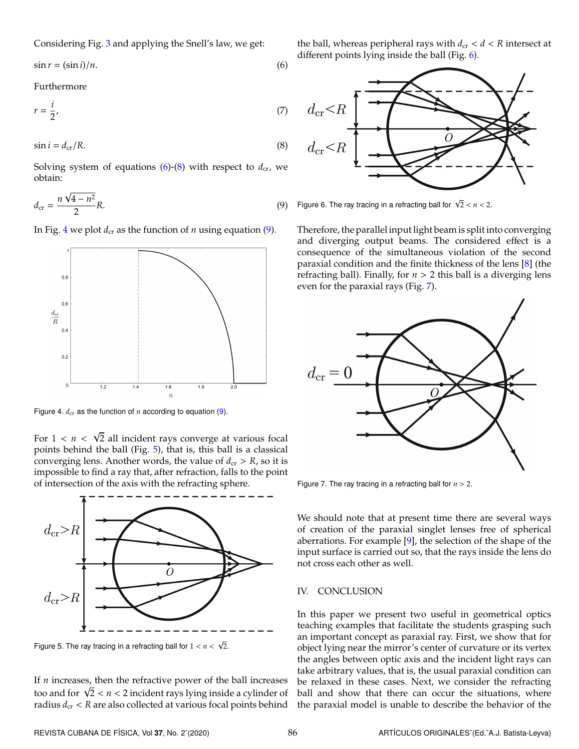Considering Fig. 3 and applying the Snell's law, we get:

$$\sin r = (\sin i)/n. \tag{6}$$

Furthermore

$$r = \frac{i}{2}, \tag{7}$$

$$\sin i = d_{\mathrm{cr}}/R. \tag{8}$$

Solving system of equations (6)-(8) with respect to $d_{\mathrm{cr}}$, we obtain:

$$d_{\mathrm{cr}} = \frac{n\sqrt{4-n^2}}{2}R. \tag{9}$$

In Fig. 4 we plot $d_{\mathrm{cr}}$ as the function of $n$ using equation (9).

Figure 4. $d_{\mathrm{cr}}$ as the function of $n$ according to equation (9).

For $1 < n < \sqrt{2}$ all incident rays converge at various focal points behind the ball (Fig. 5), that is, this ball is a classical converging lens. Another words, the value of $d_{\mathrm{cr}} > R$, so it is impossible to find a ray that, after refraction, falls to the point of intersection of the axis with the refracting sphere.

Figure 5. The ray tracing in a refracting ball for $1 < n < \sqrt{2}$.

If $n$ increases, then the refractive power of the ball increases too and for $\sqrt{2} < n < 2$ incident rays lying inside a cylinder of radius $d_{\mathrm{cr}} < R$ are also collected at various focal points behind the ball, whereas peripheral rays with $d_{\mathrm{cr}} < d < R$ intersect at different points lying inside the ball (Fig. 6).

Figure 6. The ray tracing in a refracting ball for $\sqrt{2} < n < 2$.

Therefore, the parallel input light beam is split into converging and diverging output beams. The considered effect is a consequence of the simultaneous violation of the second paraxial condition and the finite thickness of the lens [8] (the refracting ball). Finally, for $n > 2$ this ball is a diverging lens even for the paraxial rays (Fig. 7).

Figure 7. The ray tracing in a refracting ball for $n > 2$.

We should note that at present time there are several ways of creation of the paraxial singlet lenses free of spherical aberrations. For example [9], the selection of the shape of the input surface is carried out so, that the rays inside the lens do not cross each other as well.

## IV. CONCLUSION

In this paper we present two useful in geometrical optics teaching examples that facilitate the students grasping such an important concept as paraxial ray. First, we show that for object lying near the mirror's center of curvature or its vertex the angles between optic axis and the incident light rays can take arbitrary values, that is, the usual paraxial condition can be relaxed in these cases. Next, we consider the refracting ball and show that there can occur the situations, where the paraxial model is unable to describe the behavior of the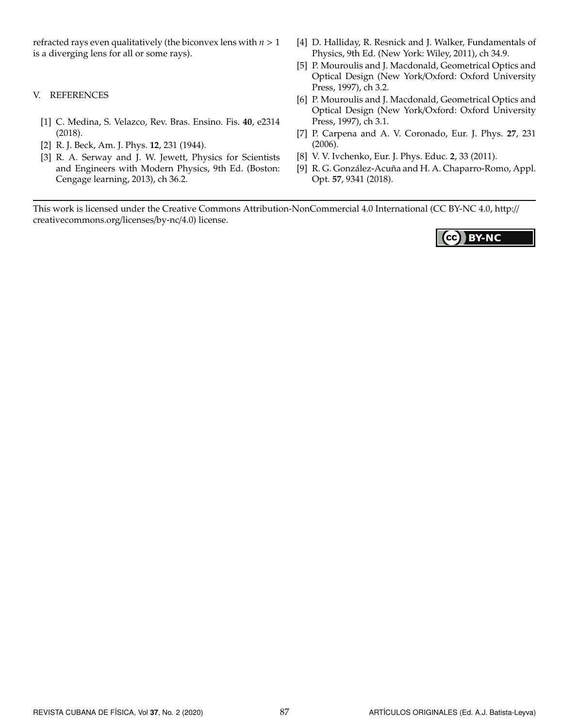refracted rays even qualitatively (the biconvex lens with $n > 1$ is a diverging lens for all or some rays).

## V. REFERENCES

[1] C. Medina, S. Velazco, Rev. Bras. Ensino. Fis. **40**, e2314 (2018).

[2] R. J. Beck, Am. J. Phys. **12**, 231 (1944).

[3] R. A. Serway and J. W. Jewett, Physics for Scientists and Engineers with Modern Physics, 9th Ed. (Boston: Cengage learning, 2013), ch 36.2.

[4] D. Halliday, R. Resnick and J. Walker, Fundamentals of Physics, 9th Ed. (New York: Wiley, 2011), ch 34.9.

[5] P. Mouroulis and J. Macdonald, Geometrical Optics and Optical Design (New York/Oxford: Oxford University Press, 1997), ch 3.2.

[6] P. Mouroulis and J. Macdonald, Geometrical Optics and Optical Design (New York/Oxford: Oxford University Press, 1997), ch 3.1.

[7] P. Carpena and A. V. Coronado, Eur. J. Phys. **27**, 231 (2006).

[8] V. V. Ivchenko, Eur. J. Phys. Educ. **2**, 33 (2011).

[9] R. G. González-Acuña and H. A. Chaparro-Romo, Appl. Opt. **57**, 9341 (2018).

---

This work is licensed under the Creative Commons Attribution-NonCommercial 4.0 International (CC BY-NC 4.0, http://creativecommons.org/licenses/by-nc/4.0) license.